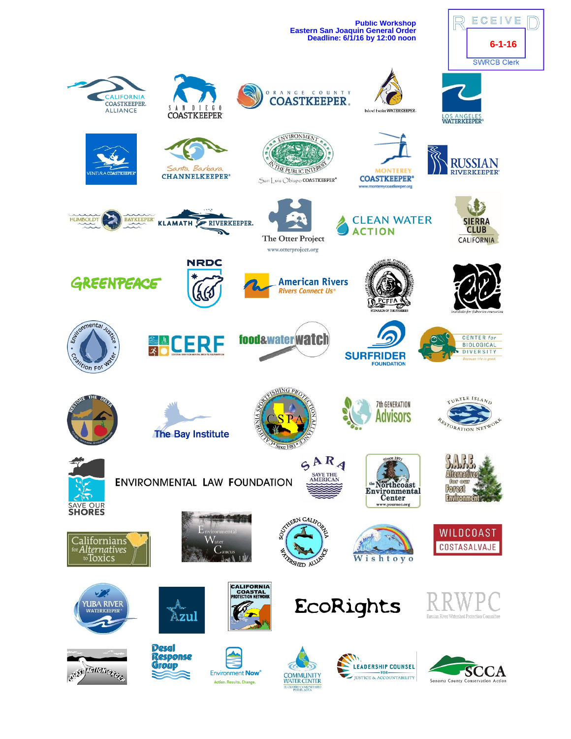Public Workshop
Eastern San Joaquin General Order
Deadline: 6/1/16 by 12:00 noon

RECEIVED
6-1-16
SWRCB Clerk

CALIFORNIA COASTKEEPER. ALLIANCE

SAN DIEGO COASTKEEPER

ORANGE COUNTY COASTKEEPER.

Inland Empire WATERKEEPER.

LOS ANGELES WATERKEEPER

VENTURA COASTKEEPER

Santa Barbara CHANNELKEEPER

ENVIRONMENT IN THE PUBLIC INTEREST
San Luis Obispo COASTKEEPER

MONTEREY COASTKEEPER
www.montereycoastkeeper.org

RUSSIAN RIVERKEEPER

HUMBOLDT BAYKEEPER

KLAMATH RIVERKEEPER.

The Otter Project
www.otterproject.org

CLEAN WATER ACTION

SIERRA CLUB CALIFORNIA

GREENPEACE

NRDC

American Rivers
Rivers Connect Us

PCFFA
STEWARDS OF THE FISHERIES

Institute for fisheries resources

Environmental Justice Coalition For Water

CERF
COASTAL ENVIRONMENTAL RIGHTS FOUNDATION

food&water watch

SURFRIDER FOUNDATION

CENTER for BIOLOGICAL DIVERSITY
Because life is good.

RESTORE THE DELTA

The Bay Institute

CALIFORNIA SPORTFISHING PROTECTION ALLIANCE
CSPA
Since 1983

7th GENERATION Advisors

TURTLE ISLAND RESTORATION NETWORK

SAVE OUR SHORES

ENVIRONMENTAL LAW FOUNDATION

SARA
SAVE THE AMERICAN

Since 1971
the Northcoast Environmental Center
www.yournec.org

S.A.F.E.
Alternatives for our Forest Environment

Californians for Alternatives to Toxics

Environmental Water Caucus

SOUTHERN CALIFORNIA WATERSHED ALLIANCE

Wishtoyo

WILDCOAST
COSTASALVAJE

YUBA RIVER WATERKEEPER

Azul

CALIFORNIA COASTAL PROTECTION NETWORK

EcoRights

RRWPC
Russian River Watershed Protection Committee

COAST ACTION GROUP

Desal Response Group

Environment Now
Action. Results. Change.

COMMUNITY WATER CENTER
EL CENTRO COMUNITARIO POR EL AGUA

LEADERSHIP COUNSEL FOR JUSTICE & ACCOUNTABILITY

SCCA
Sonoma County Conservation Action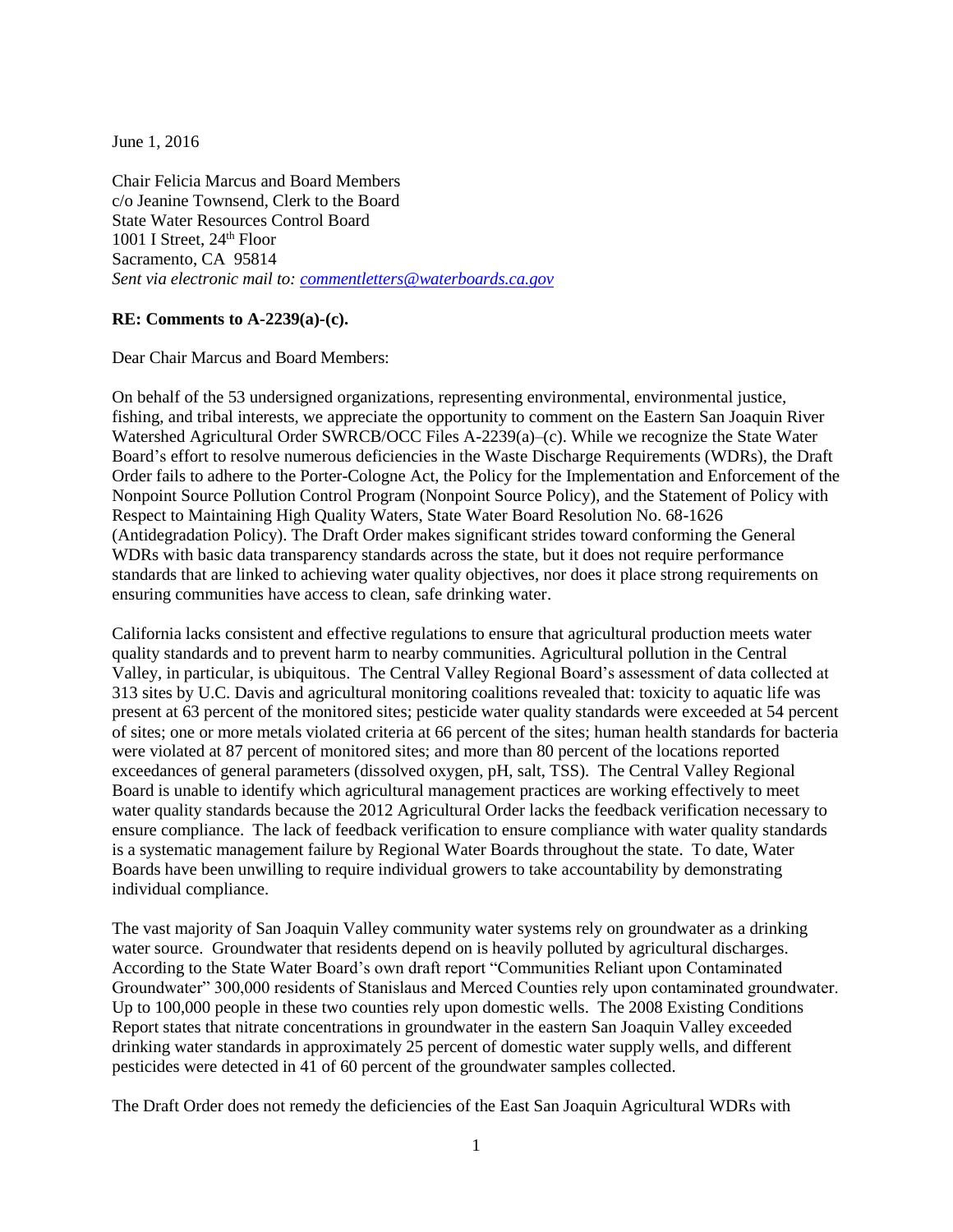June 1, 2016

Chair Felicia Marcus and Board Members
c/o Jeanine Townsend, Clerk to the Board
State Water Resources Control Board
1001 I Street, 24th Floor
Sacramento, CA 95814
*Sent via electronic mail to: commentletters@waterboards.ca.gov*

**RE: Comments to A-2239(a)-(c).**

Dear Chair Marcus and Board Members:

On behalf of the 53 undersigned organizations, representing environmental, environmental justice, fishing, and tribal interests, we appreciate the opportunity to comment on the Eastern San Joaquin River Watershed Agricultural Order SWRCB/OCC Files A-2239(a)–(c). While we recognize the State Water Board's effort to resolve numerous deficiencies in the Waste Discharge Requirements (WDRs), the Draft Order fails to adhere to the Porter-Cologne Act, the Policy for the Implementation and Enforcement of the Nonpoint Source Pollution Control Program (Nonpoint Source Policy), and the Statement of Policy with Respect to Maintaining High Quality Waters, State Water Board Resolution No. 68-1626 (Antidegradation Policy). The Draft Order makes significant strides toward conforming the General WDRs with basic data transparency standards across the state, but it does not require performance standards that are linked to achieving water quality objectives, nor does it place strong requirements on ensuring communities have access to clean, safe drinking water.

California lacks consistent and effective regulations to ensure that agricultural production meets water quality standards and to prevent harm to nearby communities. Agricultural pollution in the Central Valley, in particular, is ubiquitous. The Central Valley Regional Board's assessment of data collected at 313 sites by U.C. Davis and agricultural monitoring coalitions revealed that: toxicity to aquatic life was present at 63 percent of the monitored sites; pesticide water quality standards were exceeded at 54 percent of sites; one or more metals violated criteria at 66 percent of the sites; human health standards for bacteria were violated at 87 percent of monitored sites; and more than 80 percent of the locations reported exceedances of general parameters (dissolved oxygen, pH, salt, TSS). The Central Valley Regional Board is unable to identify which agricultural management practices are working effectively to meet water quality standards because the 2012 Agricultural Order lacks the feedback verification necessary to ensure compliance. The lack of feedback verification to ensure compliance with water quality standards is a systematic management failure by Regional Water Boards throughout the state. To date, Water Boards have been unwilling to require individual growers to take accountability by demonstrating individual compliance.

The vast majority of San Joaquin Valley community water systems rely on groundwater as a drinking water source. Groundwater that residents depend on is heavily polluted by agricultural discharges. According to the State Water Board's own draft report "Communities Reliant upon Contaminated Groundwater" 300,000 residents of Stanislaus and Merced Counties rely upon contaminated groundwater. Up to 100,000 people in these two counties rely upon domestic wells. The 2008 Existing Conditions Report states that nitrate concentrations in groundwater in the eastern San Joaquin Valley exceeded drinking water standards in approximately 25 percent of domestic water supply wells, and different pesticides were detected in 41 of 60 percent of the groundwater samples collected.

The Draft Order does not remedy the deficiencies of the East San Joaquin Agricultural WDRs with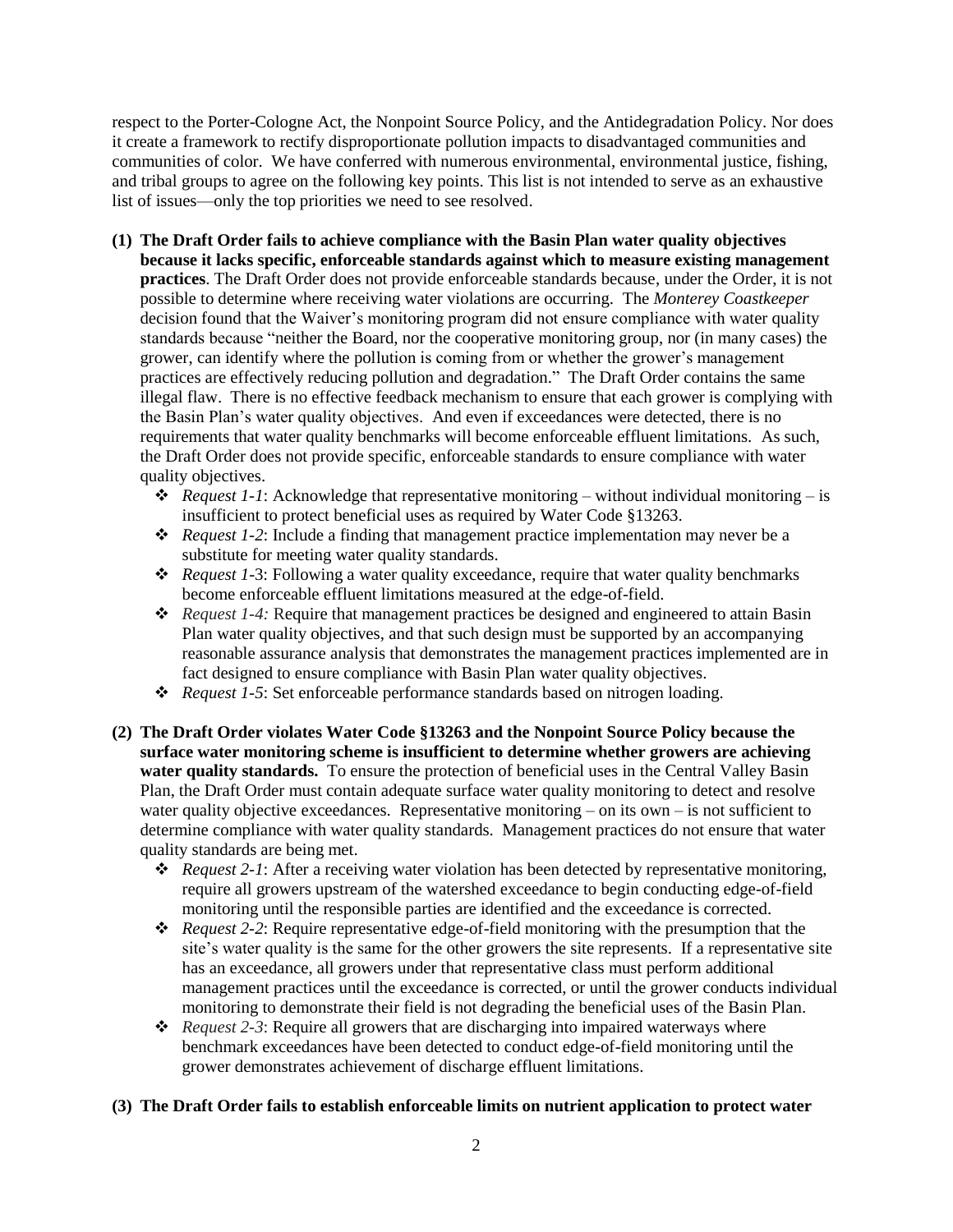respect to the Porter-Cologne Act, the Nonpoint Source Policy, and the Antidegradation Policy. Nor does it create a framework to rectify disproportionate pollution impacts to disadvantaged communities and communities of color. We have conferred with numerous environmental, environmental justice, fishing, and tribal groups to agree on the following key points. This list is not intended to serve as an exhaustive list of issues—only the top priorities we need to see resolved.

**(1) The Draft Order fails to achieve compliance with the Basin Plan water quality objectives because it lacks specific, enforceable standards against which to measure existing management practices**. The Draft Order does not provide enforceable standards because, under the Order, it is not possible to determine where receiving water violations are occurring. The *Monterey Coastkeeper* decision found that the Waiver's monitoring program did not ensure compliance with water quality standards because "neither the Board, nor the cooperative monitoring group, nor (in many cases) the grower, can identify where the pollution is coming from or whether the grower's management practices are effectively reducing pollution and degradation." The Draft Order contains the same illegal flaw. There is no effective feedback mechanism to ensure that each grower is complying with the Basin Plan's water quality objectives. And even if exceedances were detected, there is no requirements that water quality benchmarks will become enforceable effluent limitations. As such, the Draft Order does not provide specific, enforceable standards to ensure compliance with water quality objectives.

- *Request 1-1*: Acknowledge that representative monitoring – without individual monitoring – is insufficient to protect beneficial uses as required by Water Code §13263.
- *Request 1-2*: Include a finding that management practice implementation may never be a substitute for meeting water quality standards.
- *Request 1*-3: Following a water quality exceedance, require that water quality benchmarks become enforceable effluent limitations measured at the edge-of-field.
- *Request 1-4:* Require that management practices be designed and engineered to attain Basin Plan water quality objectives, and that such design must be supported by an accompanying reasonable assurance analysis that demonstrates the management practices implemented are in fact designed to ensure compliance with Basin Plan water quality objectives.
- *Request 1-5*: Set enforceable performance standards based on nitrogen loading.

**(2) The Draft Order violates Water Code §13263 and the Nonpoint Source Policy because the surface water monitoring scheme is insufficient to determine whether growers are achieving water quality standards.** To ensure the protection of beneficial uses in the Central Valley Basin Plan, the Draft Order must contain adequate surface water quality monitoring to detect and resolve water quality objective exceedances. Representative monitoring – on its own – is not sufficient to determine compliance with water quality standards. Management practices do not ensure that water quality standards are being met.

- *Request 2-1*: After a receiving water violation has been detected by representative monitoring, require all growers upstream of the watershed exceedance to begin conducting edge-of-field monitoring until the responsible parties are identified and the exceedance is corrected.
- *Request 2-2*: Require representative edge-of-field monitoring with the presumption that the site's water quality is the same for the other growers the site represents. If a representative site has an exceedance, all growers under that representative class must perform additional management practices until the exceedance is corrected, or until the grower conducts individual monitoring to demonstrate their field is not degrading the beneficial uses of the Basin Plan.
- *Request 2-3*: Require all growers that are discharging into impaired waterways where benchmark exceedances have been detected to conduct edge-of-field monitoring until the grower demonstrates achievement of discharge effluent limitations.

**(3) The Draft Order fails to establish enforceable limits on nutrient application to protect water**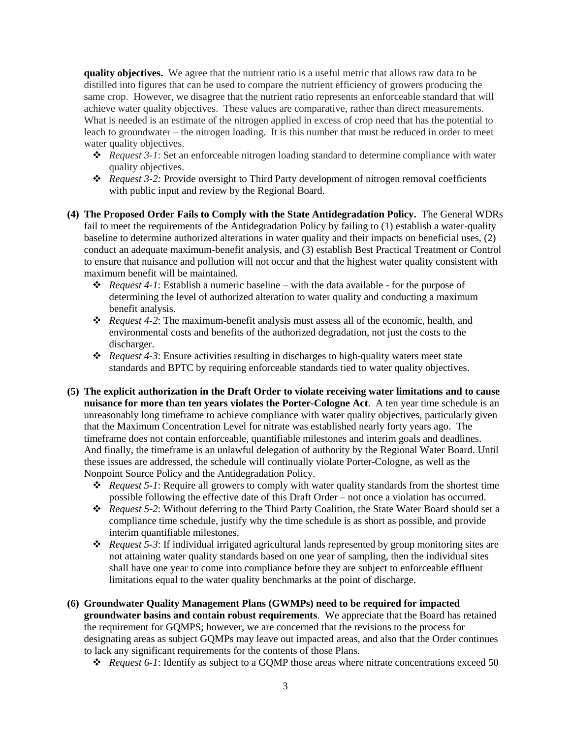**quality objectives.** We agree that the nutrient ratio is a useful metric that allows raw data to be distilled into figures that can be used to compare the nutrient efficiency of growers producing the same crop. However, we disagree that the nutrient ratio represents an enforceable standard that will achieve water quality objectives. These values are comparative, rather than direct measurements. What is needed is an estimate of the nitrogen applied in excess of crop need that has the potential to leach to groundwater – the nitrogen loading. It is this number that must be reduced in order to meet water quality objectives.

- *Request 3-1*: Set an enforceable nitrogen loading standard to determine compliance with water quality objectives.
- *Request 3-2:* Provide oversight to Third Party development of nitrogen removal coefficients with public input and review by the Regional Board.

**(4) The Proposed Order Fails to Comply with the State Antidegradation Policy.** The General WDRs fail to meet the requirements of the Antidegradation Policy by failing to (1) establish a water-quality baseline to determine authorized alterations in water quality and their impacts on beneficial uses, (2) conduct an adequate maximum-benefit analysis, and (3) establish Best Practical Treatment or Control to ensure that nuisance and pollution will not occur and that the highest water quality consistent with maximum benefit will be maintained.

- *Request 4-1*: Establish a numeric baseline – with the data available - for the purpose of determining the level of authorized alteration to water quality and conducting a maximum benefit analysis.
- *Request 4-2*: The maximum-benefit analysis must assess all of the economic, health, and environmental costs and benefits of the authorized degradation, not just the costs to the discharger.
- *Request 4-3*: Ensure activities resulting in discharges to high-quality waters meet state standards and BPTC by requiring enforceable standards tied to water quality objectives.

**(5) The explicit authorization in the Draft Order to violate receiving water limitations and to cause nuisance for more than ten years violates the Porter-Cologne Act**. A ten year time schedule is an unreasonably long timeframe to achieve compliance with water quality objectives, particularly given that the Maximum Concentration Level for nitrate was established nearly forty years ago. The timeframe does not contain enforceable, quantifiable milestones and interim goals and deadlines. And finally, the timeframe is an unlawful delegation of authority by the Regional Water Board. Until these issues are addressed, the schedule will continually violate Porter-Cologne, as well as the Nonpoint Source Policy and the Antidegradation Policy.

- *Request 5-1*: Require all growers to comply with water quality standards from the shortest time possible following the effective date of this Draft Order – not once a violation has occurred.
- *Request 5-2*: Without deferring to the Third Party Coalition, the State Water Board should set a compliance time schedule, justify why the time schedule is as short as possible, and provide interim quantifiable milestones.
- *Request 5-3*: If individual irrigated agricultural lands represented by group monitoring sites are not attaining water quality standards based on one year of sampling, then the individual sites shall have one year to come into compliance before they are subject to enforceable effluent limitations equal to the water quality benchmarks at the point of discharge.

**(6) Groundwater Quality Management Plans (GWMPs) need to be required for impacted groundwater basins and contain robust requirements**. We appreciate that the Board has retained the requirement for GQMPS; however, we are concerned that the revisions to the process for designating areas as subject GQMPs may leave out impacted areas, and also that the Order continues to lack any significant requirements for the contents of those Plans.

- *Request 6-1*: Identify as subject to a GQMP those areas where nitrate concentrations exceed 50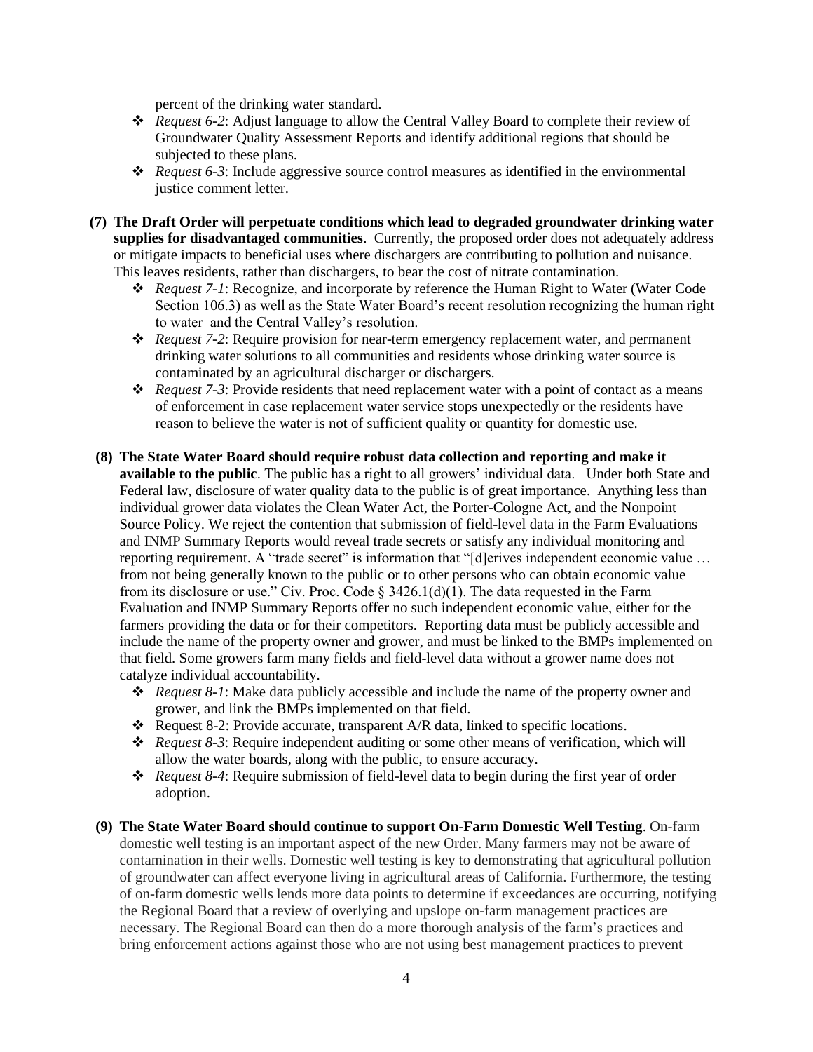percent of the drinking water standard.

- *Request 6-2*: Adjust language to allow the Central Valley Board to complete their review of Groundwater Quality Assessment Reports and identify additional regions that should be subjected to these plans.
- *Request 6-3*: Include aggressive source control measures as identified in the environmental justice comment letter.

**(7) The Draft Order will perpetuate conditions which lead to degraded groundwater drinking water supplies for disadvantaged communities**. Currently, the proposed order does not adequately address or mitigate impacts to beneficial uses where dischargers are contributing to pollution and nuisance. This leaves residents, rather than dischargers, to bear the cost of nitrate contamination.

- *Request 7-1*: Recognize, and incorporate by reference the Human Right to Water (Water Code Section 106.3) as well as the State Water Board's recent resolution recognizing the human right to water and the Central Valley's resolution.
- *Request 7-2*: Require provision for near-term emergency replacement water, and permanent drinking water solutions to all communities and residents whose drinking water source is contaminated by an agricultural discharger or dischargers.
- *Request 7-3*: Provide residents that need replacement water with a point of contact as a means of enforcement in case replacement water service stops unexpectedly or the residents have reason to believe the water is not of sufficient quality or quantity for domestic use.

**(8) The State Water Board should require robust data collection and reporting and make it available to the public**. The public has a right to all growers' individual data. Under both State and Federal law, disclosure of water quality data to the public is of great importance. Anything less than individual grower data violates the Clean Water Act, the Porter-Cologne Act, and the Nonpoint Source Policy. We reject the contention that submission of field-level data in the Farm Evaluations and INMP Summary Reports would reveal trade secrets or satisfy any individual monitoring and reporting requirement. A "trade secret" is information that "[d]erives independent economic value … from not being generally known to the public or to other persons who can obtain economic value from its disclosure or use." Civ. Proc. Code § 3426.1(d)(1). The data requested in the Farm Evaluation and INMP Summary Reports offer no such independent economic value, either for the farmers providing the data or for their competitors. Reporting data must be publicly accessible and include the name of the property owner and grower, and must be linked to the BMPs implemented on that field. Some growers farm many fields and field-level data without a grower name does not catalyze individual accountability.

- *Request 8-1*: Make data publicly accessible and include the name of the property owner and grower, and link the BMPs implemented on that field.
- Request 8-2: Provide accurate, transparent A/R data, linked to specific locations.
- *Request 8-3*: Require independent auditing or some other means of verification, which will allow the water boards, along with the public, to ensure accuracy.
- *Request 8-4*: Require submission of field-level data to begin during the first year of order adoption.

**(9) The State Water Board should continue to support On-Farm Domestic Well Testing**. On-farm domestic well testing is an important aspect of the new Order. Many farmers may not be aware of contamination in their wells. Domestic well testing is key to demonstrating that agricultural pollution of groundwater can affect everyone living in agricultural areas of California. Furthermore, the testing of on-farm domestic wells lends more data points to determine if exceedances are occurring, notifying the Regional Board that a review of overlying and upslope on-farm management practices are necessary. The Regional Board can then do a more thorough analysis of the farm's practices and bring enforcement actions against those who are not using best management practices to prevent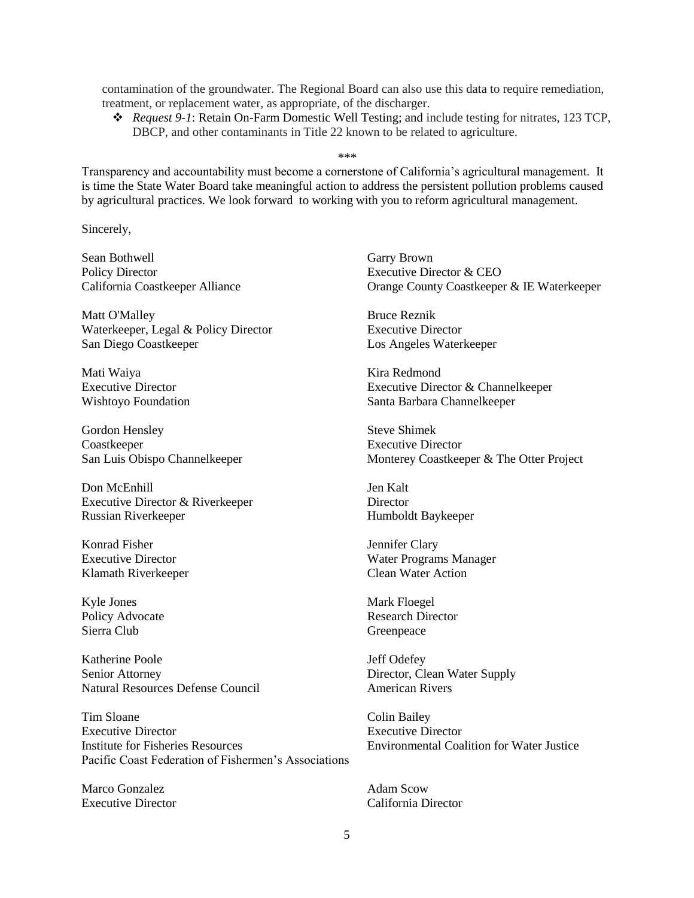contamination of the groundwater. The Regional Board can also use this data to require remediation, treatment, or replacement water, as appropriate, of the discharger.

- *Request 9-1*: Retain On-Farm Domestic Well Testing; and include testing for nitrates, 123 TCP, DBCP, and other contaminants in Title 22 known to be related to agriculture.

\*\*\*

Transparency and accountability must become a cornerstone of California's agricultural management. It is time the State Water Board take meaningful action to address the persistent pollution problems caused by agricultural practices. We look forward to working with you to reform agricultural management.

Sincerely,

Sean Bothwell
Policy Director
California Coastkeeper Alliance

Garry Brown
Executive Director & CEO
Orange County Coastkeeper & IE Waterkeeper

Matt O'Malley
Waterkeeper, Legal & Policy Director
San Diego Coastkeeper

Bruce Reznik
Executive Director
Los Angeles Waterkeeper

Mati Waiya
Executive Director
Wishtoyo Foundation

Kira Redmond
Executive Director & Channelkeeper
Santa Barbara Channelkeeper

Gordon Hensley
Coastkeeper
San Luis Obispo Channelkeeper

Steve Shimek
Executive Director
Monterey Coastkeeper & The Otter Project

Don McEnhill
Executive Director & Riverkeeper
Russian Riverkeeper

Jen Kalt
Director
Humboldt Baykeeper

Konrad Fisher
Executive Director
Klamath Riverkeeper

Jennifer Clary
Water Programs Manager
Clean Water Action

Kyle Jones
Policy Advocate
Sierra Club

Mark Floegel
Research Director
Greenpeace

Katherine Poole
Senior Attorney
Natural Resources Defense Council

Jeff Odefey
Director, Clean Water Supply
American Rivers

Tim Sloane
Executive Director
Institute for Fisheries Resources
Pacific Coast Federation of Fishermen's Associations

Colin Bailey
Executive Director
Environmental Coalition for Water Justice

Marco Gonzalez
Executive Director

Adam Scow
California Director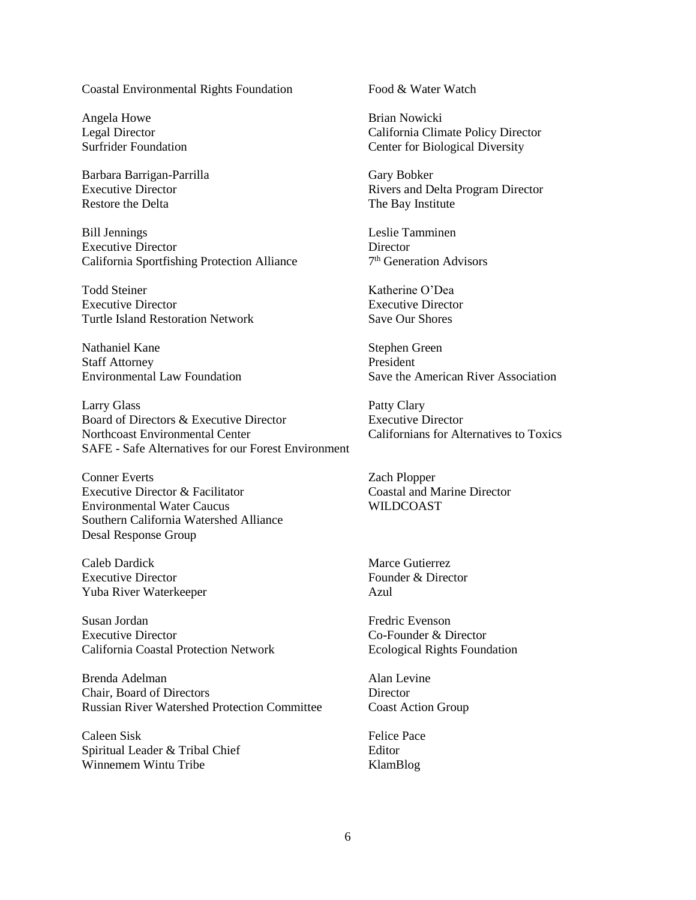Coastal Environmental Rights Foundation

Food & Water Watch

Angela Howe
Legal Director
Surfrider Foundation

Brian Nowicki
California Climate Policy Director
Center for Biological Diversity

Barbara Barrigan-Parrilla
Executive Director
Restore the Delta

Gary Bobker
Rivers and Delta Program Director
The Bay Institute

Bill Jennings
Executive Director
California Sportfishing Protection Alliance

Leslie Tamminen
Director
7th Generation Advisors

Todd Steiner
Executive Director
Turtle Island Restoration Network

Katherine O'Dea
Executive Director
Save Our Shores

Nathaniel Kane
Staff Attorney
Environmental Law Foundation

Stephen Green
President
Save the American River Association

Larry Glass
Board of Directors & Executive Director
Northcoast Environmental Center
SAFE - Safe Alternatives for our Forest Environment

Patty Clary
Executive Director
Californians for Alternatives to Toxics

Conner Everts
Executive Director & Facilitator
Environmental Water Caucus
Southern California Watershed Alliance
Desal Response Group

Zach Plopper
Coastal and Marine Director
WILDCOAST

Caleb Dardick
Executive Director
Yuba River Waterkeeper

Marce Gutierrez
Founder & Director
Azul

Susan Jordan
Executive Director
California Coastal Protection Network

Fredric Evenson
Co-Founder & Director
Ecological Rights Foundation

Brenda Adelman
Chair, Board of Directors
Russian River Watershed Protection Committee

Alan Levine
Director
Coast Action Group

Caleen Sisk
Spiritual Leader & Tribal Chief
Winnemem Wintu Tribe

Felice Pace
Editor
KlamBlog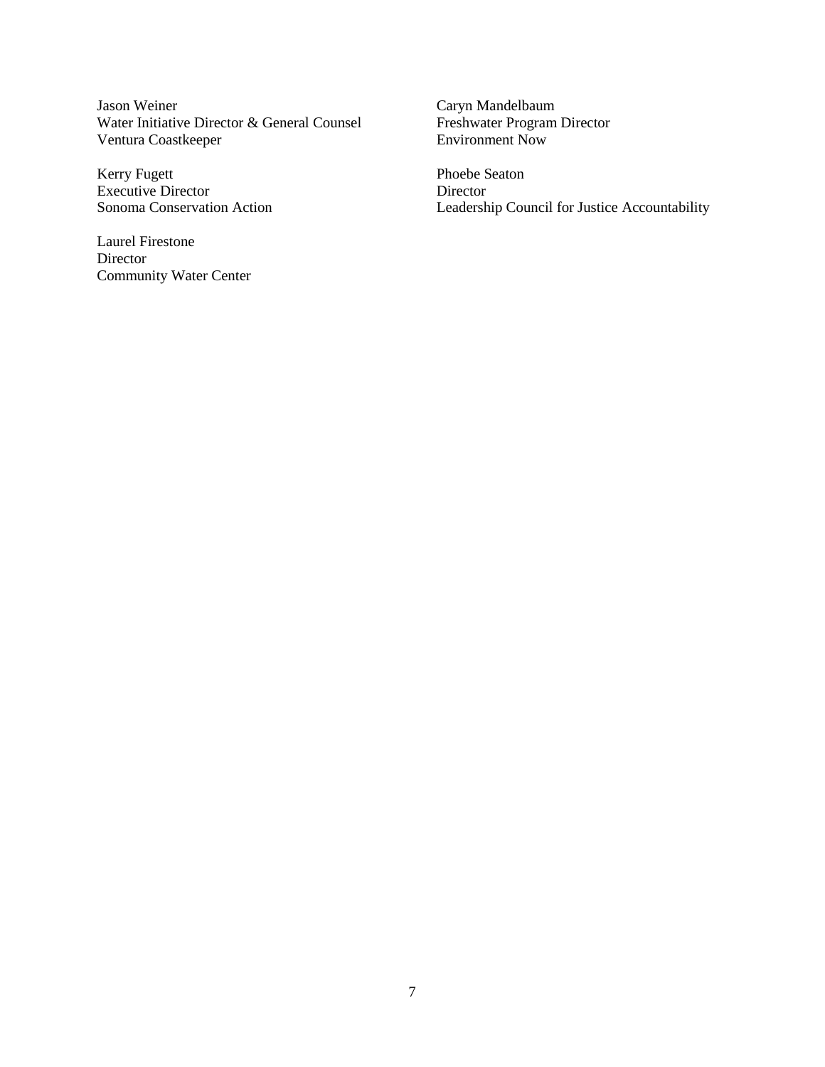Jason Weiner
Water Initiative Director & General Counsel
Ventura Coastkeeper

Kerry Fugett
Executive Director
Sonoma Conservation Action

Laurel Firestone
Director
Community Water Center

Caryn Mandelbaum
Freshwater Program Director
Environment Now

Phoebe Seaton
Director
Leadership Council for Justice Accountability